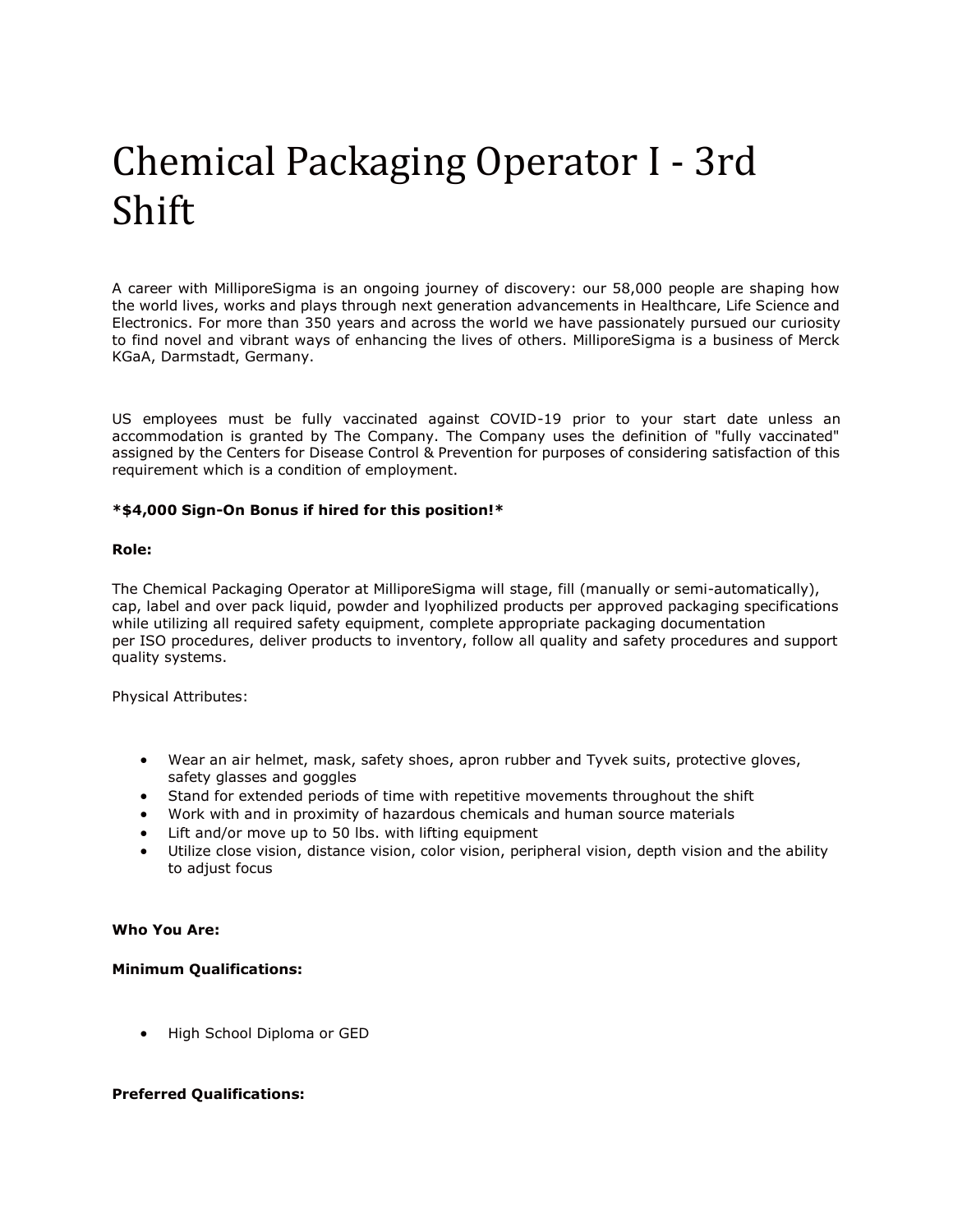# Chemical Packaging Operator I - 3rd Shift

A career with MilliporeSigma is an ongoing journey of discovery: our 58,000 people are shaping how the world lives, works and plays through next generation advancements in Healthcare, Life Science and Electronics. For more than 350 years and across the world we have passionately pursued our curiosity to find novel and vibrant ways of enhancing the lives of others. MilliporeSigma is a business of Merck KGaA, Darmstadt, Germany.

US employees must be fully vaccinated against COVID-19 prior to your start date unless an accommodation is granted by The Company. The Company uses the definition of "fully vaccinated" assigned by the Centers for Disease Control & Prevention for purposes of considering satisfaction of this requirement which is a condition of employment.

**\*$4,000 Sign-On Bonus if hired for this position!\***

**Role:**

The Chemical Packaging Operator at MilliporeSigma will stage, fill (manually or semi-automatically), cap, label and over pack liquid, powder and lyophilized products per approved packaging specifications while utilizing all required safety equipment, complete appropriate packaging documentation per ISO procedures, deliver products to inventory, follow all quality and safety procedures and support quality systems.

Physical Attributes:

- Wear an air helmet, mask, safety shoes, apron rubber and Tyvek suits, protective gloves, safety glasses and goggles
- Stand for extended periods of time with repetitive movements throughout the shift
- Work with and in proximity of hazardous chemicals and human source materials
- Lift and/or move up to 50 lbs. with lifting equipment
- Utilize close vision, distance vision, color vision, peripheral vision, depth vision and the ability to adjust focus

**Who You Are:**

**Minimum Qualifications:**

- High School Diploma or GED

**Preferred Qualifications:**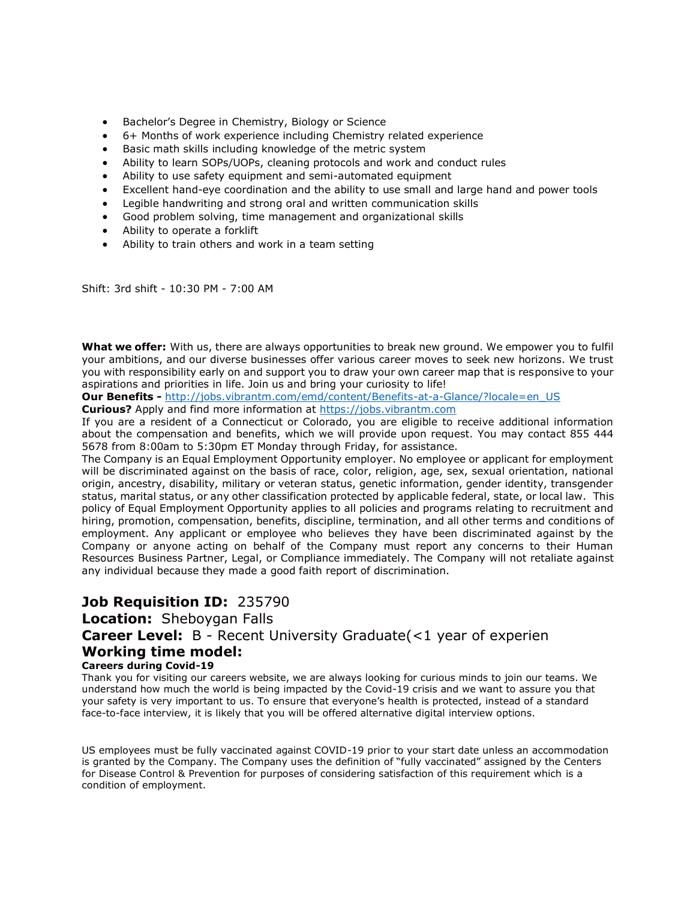- Bachelor's Degree in Chemistry, Biology or Science
- 6+ Months of work experience including Chemistry related experience
- Basic math skills including knowledge of the metric system
- Ability to learn SOPs/UOPs, cleaning protocols and work and conduct rules
- Ability to use safety equipment and semi-automated equipment
- Excellent hand-eye coordination and the ability to use small and large hand and power tools
- Legible handwriting and strong oral and written communication skills
- Good problem solving, time management and organizational skills
- Ability to operate a forklift
- Ability to train others and work in a team setting

Shift: 3rd shift - 10:30 PM - 7:00 AM

**What we offer:** With us, there are always opportunities to break new ground. We empower you to fulfil your ambitions, and our diverse businesses offer various career moves to seek new horizons. We trust you with responsibility early on and support you to draw your own career map that is responsive to your aspirations and priorities in life. Join us and bring your curiosity to life!

**Our Benefits -** http://jobs.vibrantm.com/emd/content/Benefits-at-a-Glance/?locale=en_US

**Curious?** Apply and find more information at https://jobs.vibrantm.com

If you are a resident of a Connecticut or Colorado, you are eligible to receive additional information about the compensation and benefits, which we will provide upon request. You may contact 855 444 5678 from 8:00am to 5:30pm ET Monday through Friday, for assistance.

The Company is an Equal Employment Opportunity employer. No employee or applicant for employment will be discriminated against on the basis of race, color, religion, age, sex, sexual orientation, national origin, ancestry, disability, military or veteran status, genetic information, gender identity, transgender status, marital status, or any other classification protected by applicable federal, state, or local law. This policy of Equal Employment Opportunity applies to all policies and programs relating to recruitment and hiring, promotion, compensation, benefits, discipline, termination, and all other terms and conditions of employment. Any applicant or employee who believes they have been discriminated against by the Company or anyone acting on behalf of the Company must report any concerns to their Human Resources Business Partner, Legal, or Compliance immediately. The Company will not retaliate against any individual because they made a good faith report of discrimination.

## Job Requisition ID: 235790

## Location: Sheboygan Falls

## Career Level: B - Recent University Graduate(<1 year of experien

## Working time model:

**Careers during Covid-19**

Thank you for visiting our careers website, we are always looking for curious minds to join our teams. We understand how much the world is being impacted by the Covid-19 crisis and we want to assure you that your safety is very important to us. To ensure that everyone's health is protected, instead of a standard face-to-face interview, it is likely that you will be offered alternative digital interview options.

US employees must be fully vaccinated against COVID-19 prior to your start date unless an accommodation is granted by the Company. The Company uses the definition of "fully vaccinated" assigned by the Centers for Disease Control & Prevention for purposes of considering satisfaction of this requirement which is a condition of employment.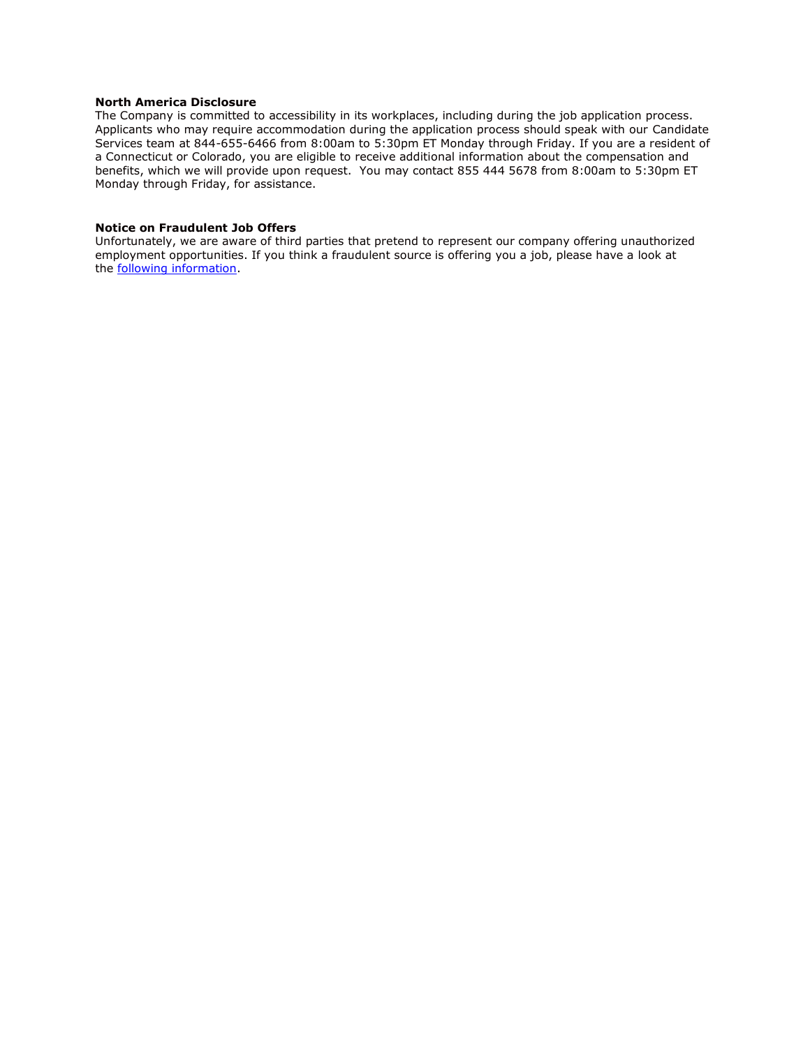**North America Disclosure**
The Company is committed to accessibility in its workplaces, including during the job application process. Applicants who may require accommodation during the application process should speak with our Candidate Services team at 844-655-6466 from 8:00am to 5:30pm ET Monday through Friday. If you are a resident of a Connecticut or Colorado, you are eligible to receive additional information about the compensation and benefits, which we will provide upon request.  You may contact 855 444 5678 from 8:00am to 5:30pm ET Monday through Friday, for assistance.

**Notice on Fraudulent Job Offers**
Unfortunately, we are aware of third parties that pretend to represent our company offering unauthorized employment opportunities. If you think a fraudulent source is offering you a job, please have a look at the following information.